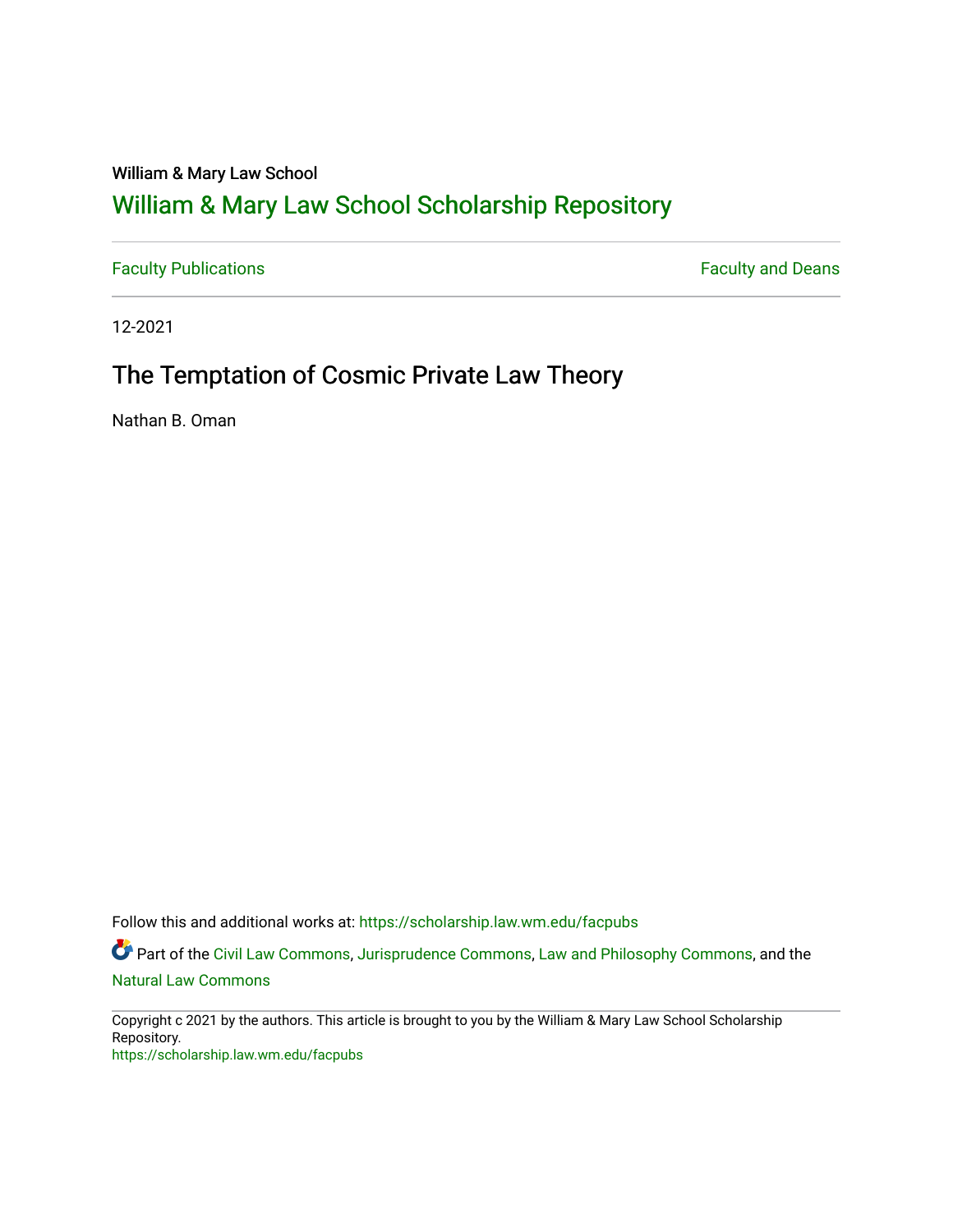William & Mary Law School

# William & Mary Law School Scholarship Repository

Faculty Publications | Faculty and Deans

12-2021

## The Temptation of Cosmic Private Law Theory

Nathan B. Oman

Follow this and additional works at: https://scholarship.law.wm.edu/facpubs

Part of the Civil Law Commons, Jurisprudence Commons, Law and Philosophy Commons, and the Natural Law Commons

Copyright c 2021 by the authors. This article is brought to you by the William & Mary Law School Scholarship Repository.
https://scholarship.law.wm.edu/facpubs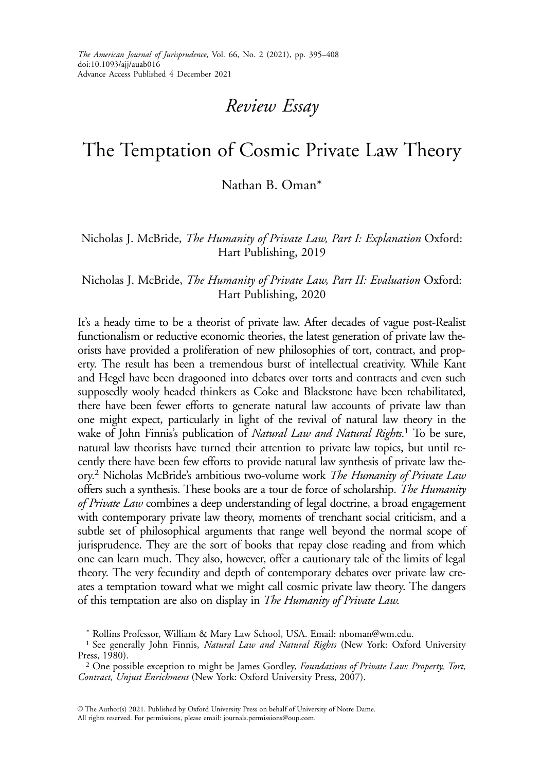# Review Essay

# The Temptation of Cosmic Private Law Theory

Nathan B. Oman*

Nicholas J. McBride, *The Humanity of Private Law, Part I: Explanation* Oxford: Hart Publishing, 2019

Nicholas J. McBride, *The Humanity of Private Law, Part II: Evaluation* Oxford: Hart Publishing, 2020

It's a heady time to be a theorist of private law. After decades of vague post-Realist functionalism or reductive economic theories, the latest generation of private law theorists have provided a proliferation of new philosophies of tort, contract, and property. The result has been a tremendous burst of intellectual creativity. While Kant and Hegel have been dragooned into debates over torts and contracts and even such supposedly wooly headed thinkers as Coke and Blackstone have been rehabilitated, there have been fewer efforts to generate natural law accounts of private law than one might expect, particularly in light of the revival of natural law theory in the wake of John Finnis's publication of *Natural Law and Natural Rights*.[1] To be sure, natural law theorists have turned their attention to private law topics, but until recently there have been few efforts to provide natural law synthesis of private law theory.[2] Nicholas McBride's ambitious two-volume work *The Humanity of Private Law* offers such a synthesis. These books are a tour de force of scholarship. *The Humanity of Private Law* combines a deep understanding of legal doctrine, a broad engagement with contemporary private law theory, moments of trenchant social criticism, and a subtle set of philosophical arguments that range well beyond the normal scope of jurisprudence. They are the sort of books that repay close reading and from which one can learn much. They also, however, offer a cautionary tale of the limits of legal theory. The very fecundity and depth of contemporary debates over private law creates a temptation toward what we might call cosmic private law theory. The dangers of this temptation are also on display in *The Humanity of Private Law.*

\* Rollins Professor, William & Mary Law School, USA. Email: nboman@wm.edu.

[1] See generally John Finnis, *Natural Law and Natural Rights* (New York: Oxford University Press, 1980).

[2] One possible exception to might be James Gordley, *Foundations of Private Law: Property, Tort, Contract, Unjust Enrichment* (New York: Oxford University Press, 2007).

© The Author(s) 2021. Published by Oxford University Press on behalf of University of Notre Dame.
All rights reserved. For permissions, please email: journals.permissions@oup.com.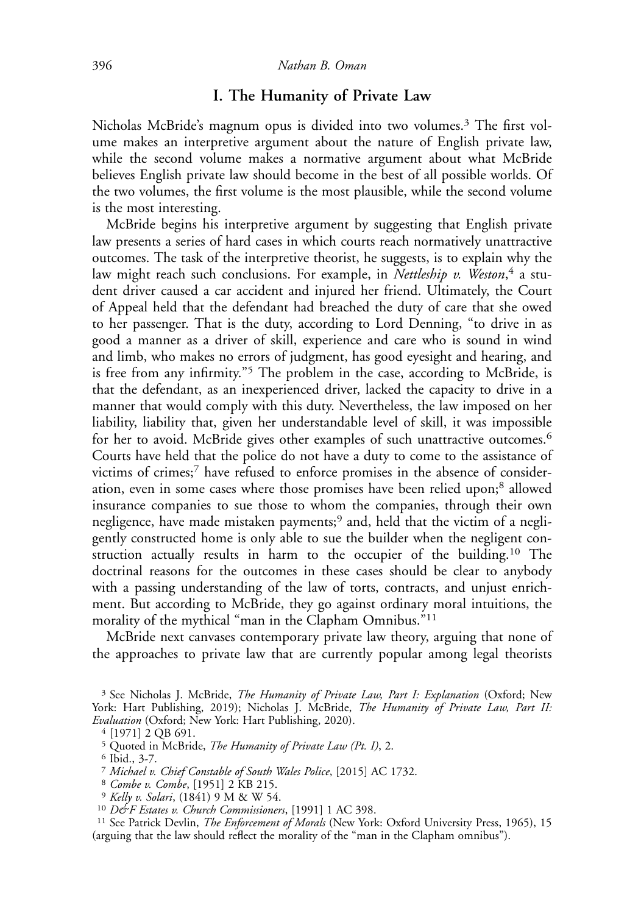## I. The Humanity of Private Law

Nicholas McBride's magnum opus is divided into two volumes.[3] The first volume makes an interpretive argument about the nature of English private law, while the second volume makes a normative argument about what McBride believes English private law should become in the best of all possible worlds. Of the two volumes, the first volume is the most plausible, while the second volume is the most interesting.

McBride begins his interpretive argument by suggesting that English private law presents a series of hard cases in which courts reach normatively unattractive outcomes. The task of the interpretive theorist, he suggests, is to explain why the law might reach such conclusions. For example, in *Nettleship v. Weston*,[4] a student driver caused a car accident and injured her friend. Ultimately, the Court of Appeal held that the defendant had breached the duty of care that she owed to her passenger. That is the duty, according to Lord Denning, "to drive in as good a manner as a driver of skill, experience and care who is sound in wind and limb, who makes no errors of judgment, has good eyesight and hearing, and is free from any infirmity."[5] The problem in the case, according to McBride, is that the defendant, as an inexperienced driver, lacked the capacity to drive in a manner that would comply with this duty. Nevertheless, the law imposed on her liability, liability that, given her understandable level of skill, it was impossible for her to avoid. McBride gives other examples of such unattractive outcomes.[6] Courts have held that the police do not have a duty to come to the assistance of victims of crimes;[7] have refused to enforce promises in the absence of consideration, even in some cases where those promises have been relied upon;[8] allowed insurance companies to sue those to whom the companies, through their own negligence, have made mistaken payments;[9] and, held that the victim of a negligently constructed home is only able to sue the builder when the negligent construction actually results in harm to the occupier of the building.[10] The doctrinal reasons for the outcomes in these cases should be clear to anybody with a passing understanding of the law of torts, contracts, and unjust enrichment. But according to McBride, they go against ordinary moral intuitions, the morality of the mythical "man in the Clapham Omnibus."[11]

McBride next canvases contemporary private law theory, arguing that none of the approaches to private law that are currently popular among legal theorists

---

[3] See Nicholas J. McBride, *The Humanity of Private Law, Part I: Explanation* (Oxford; New York: Hart Publishing, 2019); Nicholas J. McBride, *The Humanity of Private Law, Part II: Evaluation* (Oxford; New York: Hart Publishing, 2020).

[4] [1971] 2 QB 691.

[5] Quoted in McBride, *The Humanity of Private Law (Pt. I)*, 2.

[6] Ibid., 3-7.

[7] *Michael v. Chief Constable of South Wales Police*, [2015] AC 1732.

[8] *Combe v. Combe*, [1951] 2 KB 215.

[9] *Kelly v. Solari*, (1841) 9 M & W 54.

[10] *D&F Estates v. Church Commissioners*, [1991] 1 AC 398.

[11] See Patrick Devlin, *The Enforcement of Morals* (New York: Oxford University Press, 1965), 15 (arguing that the law should reflect the morality of the "man in the Clapham omnibus").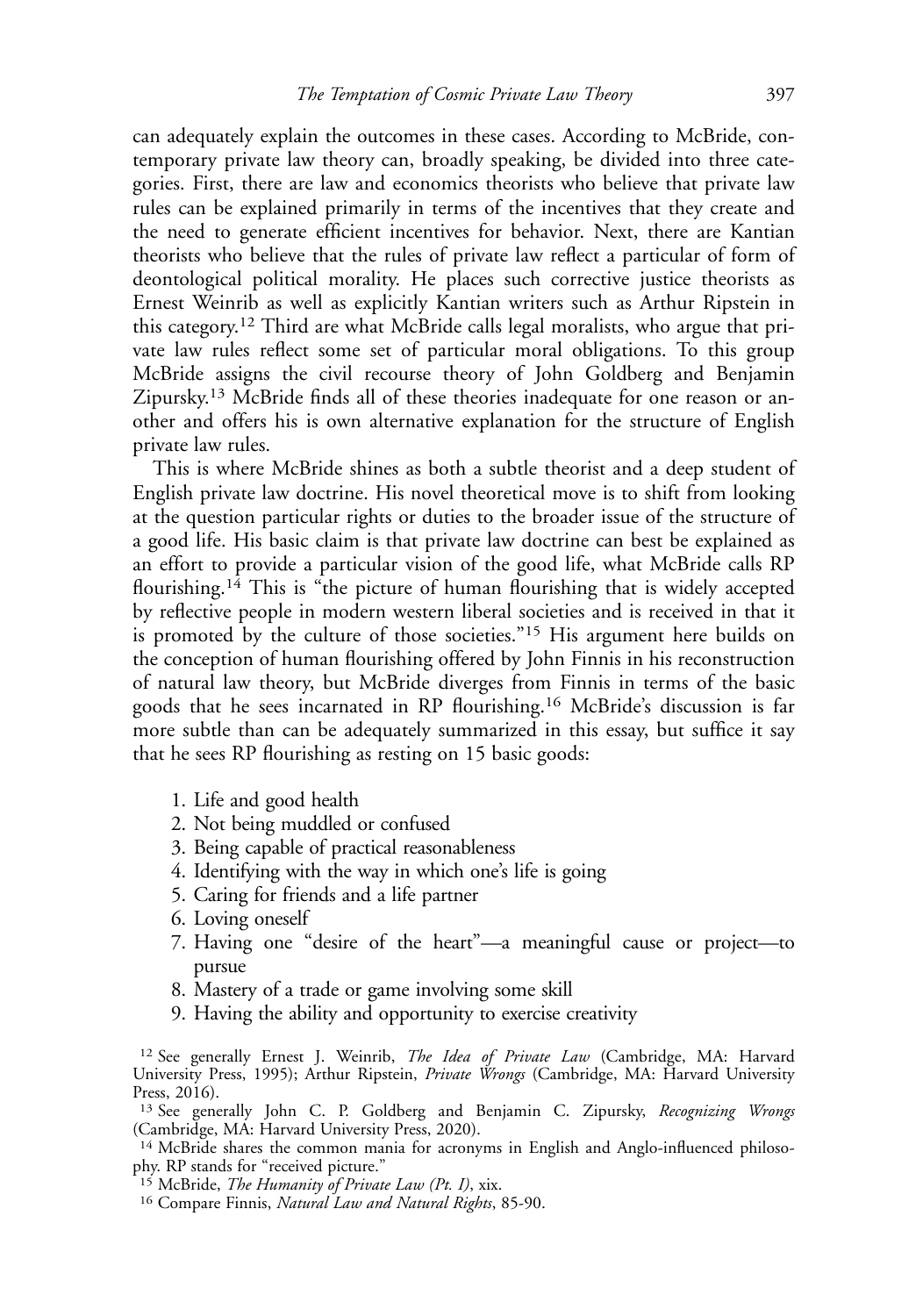can adequately explain the outcomes in these cases. According to McBride, contemporary private law theory can, broadly speaking, be divided into three categories. First, there are law and economics theorists who believe that private law rules can be explained primarily in terms of the incentives that they create and the need to generate efficient incentives for behavior. Next, there are Kantian theorists who believe that the rules of private law reflect a particular of form of deontological political morality. He places such corrective justice theorists as Ernest Weinrib as well as explicitly Kantian writers such as Arthur Ripstein in this category.[12] Third are what McBride calls legal moralists, who argue that private law rules reflect some set of particular moral obligations. To this group McBride assigns the civil recourse theory of John Goldberg and Benjamin Zipursky.[13] McBride finds all of these theories inadequate for one reason or another and offers his is own alternative explanation for the structure of English private law rules.

This is where McBride shines as both a subtle theorist and a deep student of English private law doctrine. His novel theoretical move is to shift from looking at the question particular rights or duties to the broader issue of the structure of a good life. His basic claim is that private law doctrine can best be explained as an effort to provide a particular vision of the good life, what McBride calls RP flourishing.[14] This is "the picture of human flourishing that is widely accepted by reflective people in modern western liberal societies and is received in that it is promoted by the culture of those societies."[15] His argument here builds on the conception of human flourishing offered by John Finnis in his reconstruction of natural law theory, but McBride diverges from Finnis in terms of the basic goods that he sees incarnated in RP flourishing.[16] McBride's discussion is far more subtle than can be adequately summarized in this essay, but suffice it say that he sees RP flourishing as resting on 15 basic goods:

1. Life and good health
2. Not being muddled or confused
3. Being capable of practical reasonableness
4. Identifying with the way in which one's life is going
5. Caring for friends and a life partner
6. Loving oneself
7. Having one "desire of the heart"—a meaningful cause or project—to pursue
8. Mastery of a trade or game involving some skill
9. Having the ability and opportunity to exercise creativity

[12] See generally Ernest J. Weinrib, *The Idea of Private Law* (Cambridge, MA: Harvard University Press, 1995); Arthur Ripstein, *Private Wrongs* (Cambridge, MA: Harvard University Press, 2016).

[13] See generally John C. P. Goldberg and Benjamin C. Zipursky, *Recognizing Wrongs* (Cambridge, MA: Harvard University Press, 2020).

[14] McBride shares the common mania for acronyms in English and Anglo-influenced philosophy. RP stands for "received picture."

[15] McBride, *The Humanity of Private Law (Pt. I)*, xix.

[16] Compare Finnis, *Natural Law and Natural Rights*, 85-90.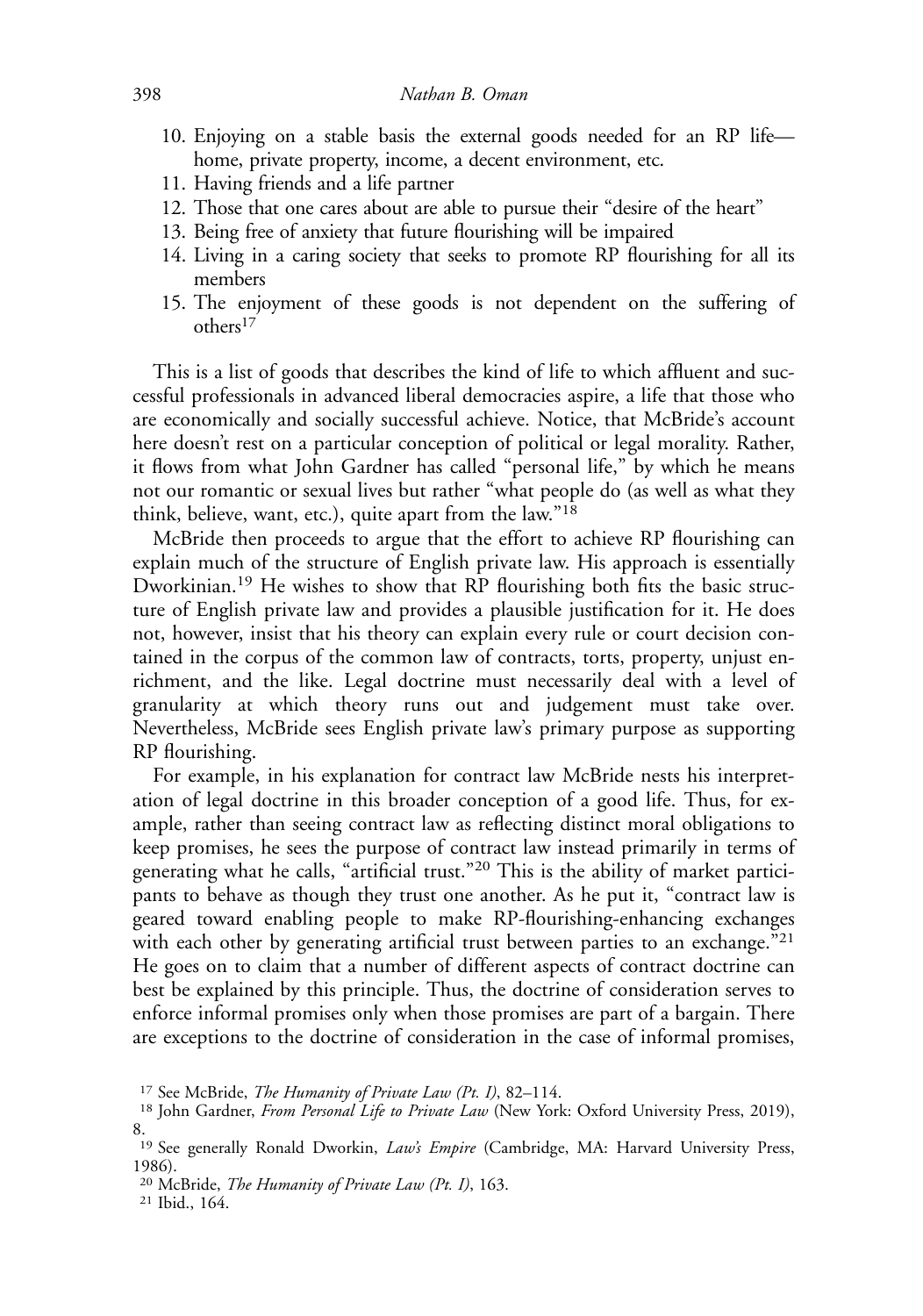10. Enjoying on a stable basis the external goods needed for an RP life—home, private property, income, a decent environment, etc.
11. Having friends and a life partner
12. Those that one cares about are able to pursue their "desire of the heart"
13. Being free of anxiety that future flourishing will be impaired
14. Living in a caring society that seeks to promote RP flourishing for all its members
15. The enjoyment of these goods is not dependent on the suffering of others[17]

This is a list of goods that describes the kind of life to which affluent and successful professionals in advanced liberal democracies aspire, a life that those who are economically and socially successful achieve. Notice, that McBride's account here doesn't rest on a particular conception of political or legal morality. Rather, it flows from what John Gardner has called "personal life," by which he means not our romantic or sexual lives but rather "what people do (as well as what they think, believe, want, etc.), quite apart from the law."[18]

McBride then proceeds to argue that the effort to achieve RP flourishing can explain much of the structure of English private law. His approach is essentially Dworkinian.[19] He wishes to show that RP flourishing both fits the basic structure of English private law and provides a plausible justification for it. He does not, however, insist that his theory can explain every rule or court decision contained in the corpus of the common law of contracts, torts, property, unjust enrichment, and the like. Legal doctrine must necessarily deal with a level of granularity at which theory runs out and judgement must take over. Nevertheless, McBride sees English private law's primary purpose as supporting RP flourishing.

For example, in his explanation for contract law McBride nests his interpretation of legal doctrine in this broader conception of a good life. Thus, for example, rather than seeing contract law as reflecting distinct moral obligations to keep promises, he sees the purpose of contract law instead primarily in terms of generating what he calls, "artificial trust."[20] This is the ability of market participants to behave as though they trust one another. As he put it, "contract law is geared toward enabling people to make RP-flourishing-enhancing exchanges with each other by generating artificial trust between parties to an exchange."[21] He goes on to claim that a number of different aspects of contract doctrine can best be explained by this principle. Thus, the doctrine of consideration serves to enforce informal promises only when those promises are part of a bargain. There are exceptions to the doctrine of consideration in the case of informal promises,

[17] See McBride, *The Humanity of Private Law (Pt. I)*, 82–114.

[18] John Gardner, *From Personal Life to Private Law* (New York: Oxford University Press, 2019), 8.

[19] See generally Ronald Dworkin, *Law's Empire* (Cambridge, MA: Harvard University Press, 1986).

[20] McBride, *The Humanity of Private Law (Pt. I)*, 163.

[21] Ibid., 164.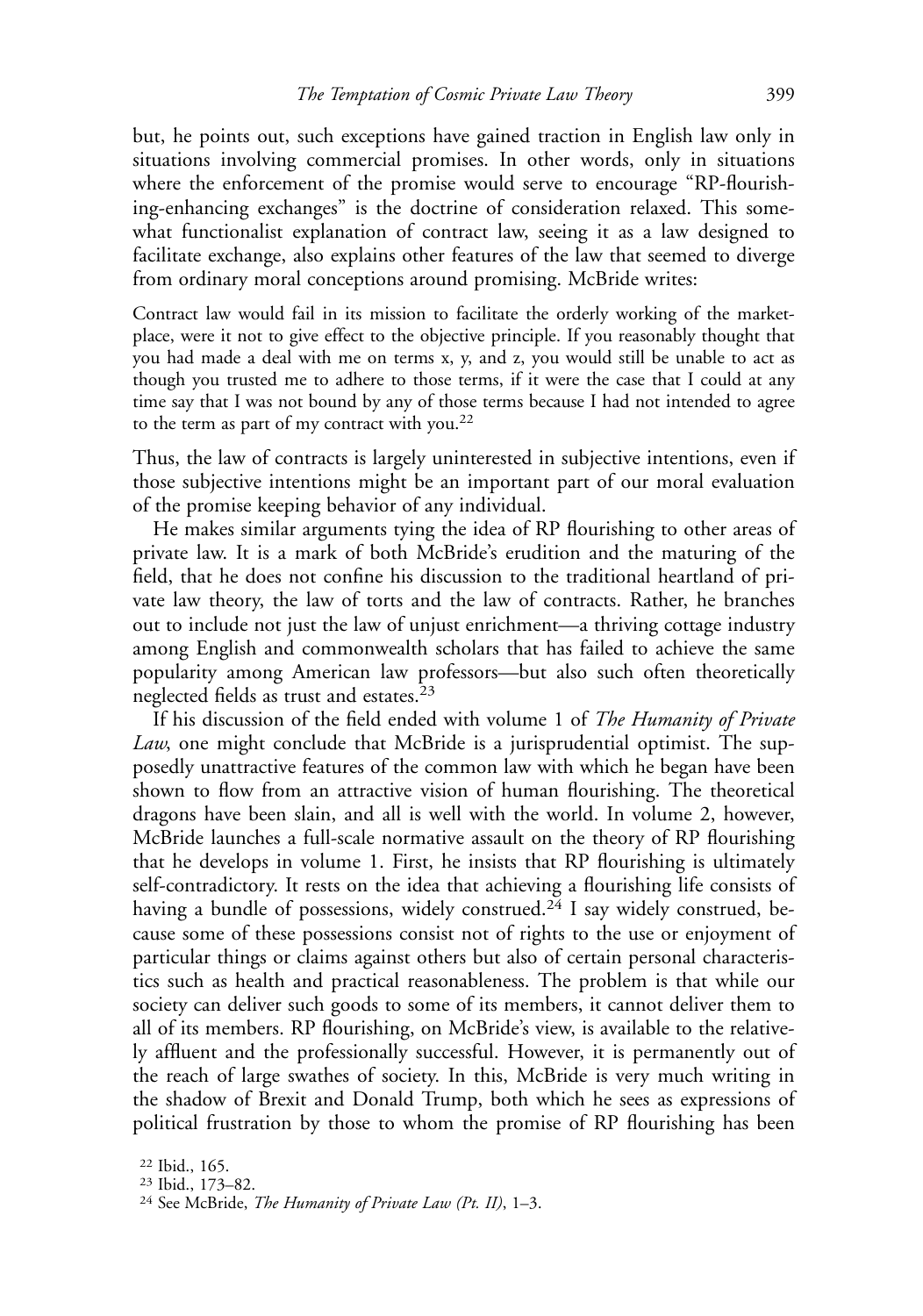but, he points out, such exceptions have gained traction in English law only in situations involving commercial promises. In other words, only in situations where the enforcement of the promise would serve to encourage "RP-flourishing-enhancing exchanges" is the doctrine of consideration relaxed. This somewhat functionalist explanation of contract law, seeing it as a law designed to facilitate exchange, also explains other features of the law that seemed to diverge from ordinary moral conceptions around promising. McBride writes:

> Contract law would fail in its mission to facilitate the orderly working of the marketplace, were it not to give effect to the objective principle. If you reasonably thought that you had made a deal with me on terms x, y, and z, you would still be unable to act as though you trusted me to adhere to those terms, if it were the case that I could at any time say that I was not bound by any of those terms because I had not intended to agree to the term as part of my contract with you.[22]

Thus, the law of contracts is largely uninterested in subjective intentions, even if those subjective intentions might be an important part of our moral evaluation of the promise keeping behavior of any individual.

He makes similar arguments tying the idea of RP flourishing to other areas of private law. It is a mark of both McBride's erudition and the maturing of the field, that he does not confine his discussion to the traditional heartland of private law theory, the law of torts and the law of contracts. Rather, he branches out to include not just the law of unjust enrichment—a thriving cottage industry among English and commonwealth scholars that has failed to achieve the same popularity among American law professors—but also such often theoretically neglected fields as trust and estates.[23]

If his discussion of the field ended with volume 1 of *The Humanity of Private Law*, one might conclude that McBride is a jurisprudential optimist. The supposedly unattractive features of the common law with which he began have been shown to flow from an attractive vision of human flourishing. The theoretical dragons have been slain, and all is well with the world. In volume 2, however, McBride launches a full-scale normative assault on the theory of RP flourishing that he develops in volume 1. First, he insists that RP flourishing is ultimately self-contradictory. It rests on the idea that achieving a flourishing life consists of having a bundle of possessions, widely construed.[24] I say widely construed, because some of these possessions consist not of rights to the use or enjoyment of particular things or claims against others but also of certain personal characteristics such as health and practical reasonableness. The problem is that while our society can deliver such goods to some of its members, it cannot deliver them to all of its members. RP flourishing, on McBride's view, is available to the relatively affluent and the professionally successful. However, it is permanently out of the reach of large swathes of society. In this, McBride is very much writing in the shadow of Brexit and Donald Trump, both which he sees as expressions of political frustration by those to whom the promise of RP flourishing has been

[22] Ibid., 165.

[23] Ibid., 173–82.

[24] See McBride, *The Humanity of Private Law (Pt. II)*, 1–3.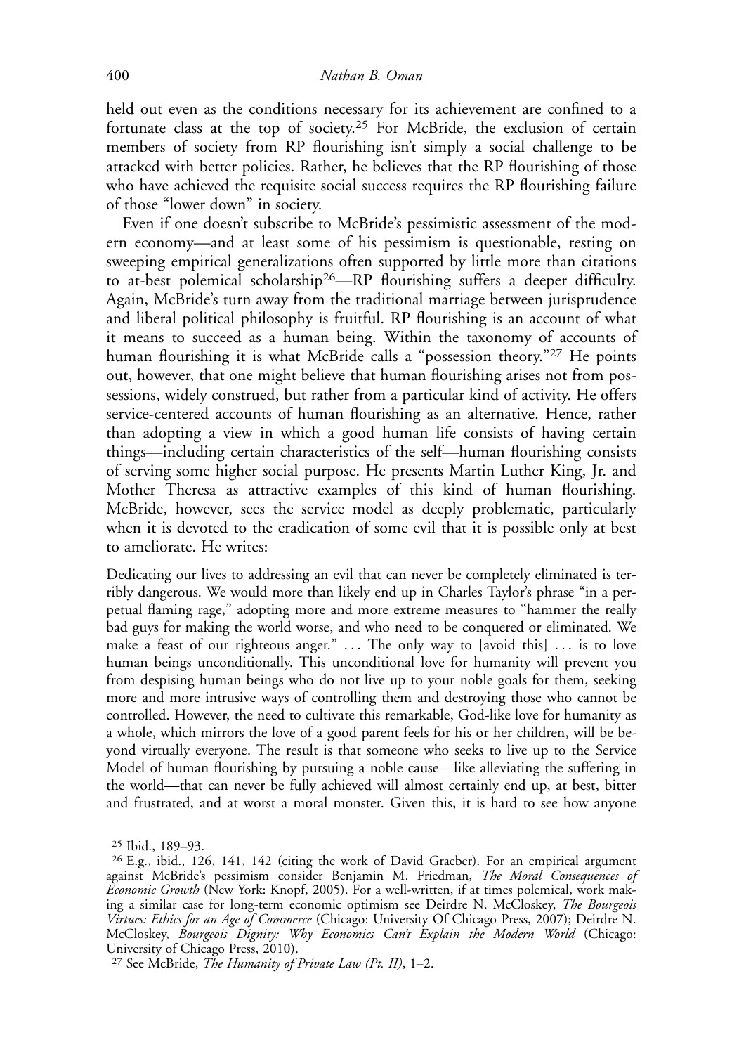held out even as the conditions necessary for its achievement are confined to a fortunate class at the top of society.[25] For McBride, the exclusion of certain members of society from RP flourishing isn't simply a social challenge to be attacked with better policies. Rather, he believes that the RP flourishing of those who have achieved the requisite social success requires the RP flourishing failure of those "lower down" in society.

Even if one doesn't subscribe to McBride's pessimistic assessment of the modern economy—and at least some of his pessimism is questionable, resting on sweeping empirical generalizations often supported by little more than citations to at-best polemical scholarship[26]—RP flourishing suffers a deeper difficulty. Again, McBride's turn away from the traditional marriage between jurisprudence and liberal political philosophy is fruitful. RP flourishing is an account of what it means to succeed as a human being. Within the taxonomy of accounts of human flourishing it is what McBride calls a "possession theory."[27] He points out, however, that one might believe that human flourishing arises not from possessions, widely construed, but rather from a particular kind of activity. He offers service-centered accounts of human flourishing as an alternative. Hence, rather than adopting a view in which a good human life consists of having certain things—including certain characteristics of the self—human flourishing consists of serving some higher social purpose. He presents Martin Luther King, Jr. and Mother Theresa as attractive examples of this kind of human flourishing. McBride, however, sees the service model as deeply problematic, particularly when it is devoted to the eradication of some evil that it is possible only at best to ameliorate. He writes:

> Dedicating our lives to addressing an evil that can never be completely eliminated is terribly dangerous. We would more than likely end up in Charles Taylor's phrase "in a perpetual flaming rage," adopting more and more extreme measures to "hammer the really bad guys for making the world worse, and who need to be conquered or eliminated. We make a feast of our righteous anger." ... The only way to [avoid this] ... is to love human beings unconditionally. This unconditional love for humanity will prevent you from despising human beings who do not live up to your noble goals for them, seeking more and more intrusive ways of controlling them and destroying those who cannot be controlled. However, the need to cultivate this remarkable, God-like love for humanity as a whole, which mirrors the love of a good parent feels for his or her children, will be beyond virtually everyone. The result is that someone who seeks to live up to the Service Model of human flourishing by pursuing a noble cause—like alleviating the suffering in the world—that can never be fully achieved will almost certainly end up, at best, bitter and frustrated, and at worst a moral monster. Given this, it is hard to see how anyone

[25] Ibid., 189–93.

[26] E.g., ibid., 126, 141, 142 (citing the work of David Graeber). For an empirical argument against McBride's pessimism consider Benjamin M. Friedman, *The Moral Consequences of Economic Growth* (New York: Knopf, 2005). For a well-written, if at times polemical, work making a similar case for long-term economic optimism see Deirdre N. McCloskey, *The Bourgeois Virtues: Ethics for an Age of Commerce* (Chicago: University Of Chicago Press, 2007); Deirdre N. McCloskey, *Bourgeois Dignity: Why Economics Can't Explain the Modern World* (Chicago: University of Chicago Press, 2010).

[27] See McBride, *The Humanity of Private Law (Pt. II)*, 1–2.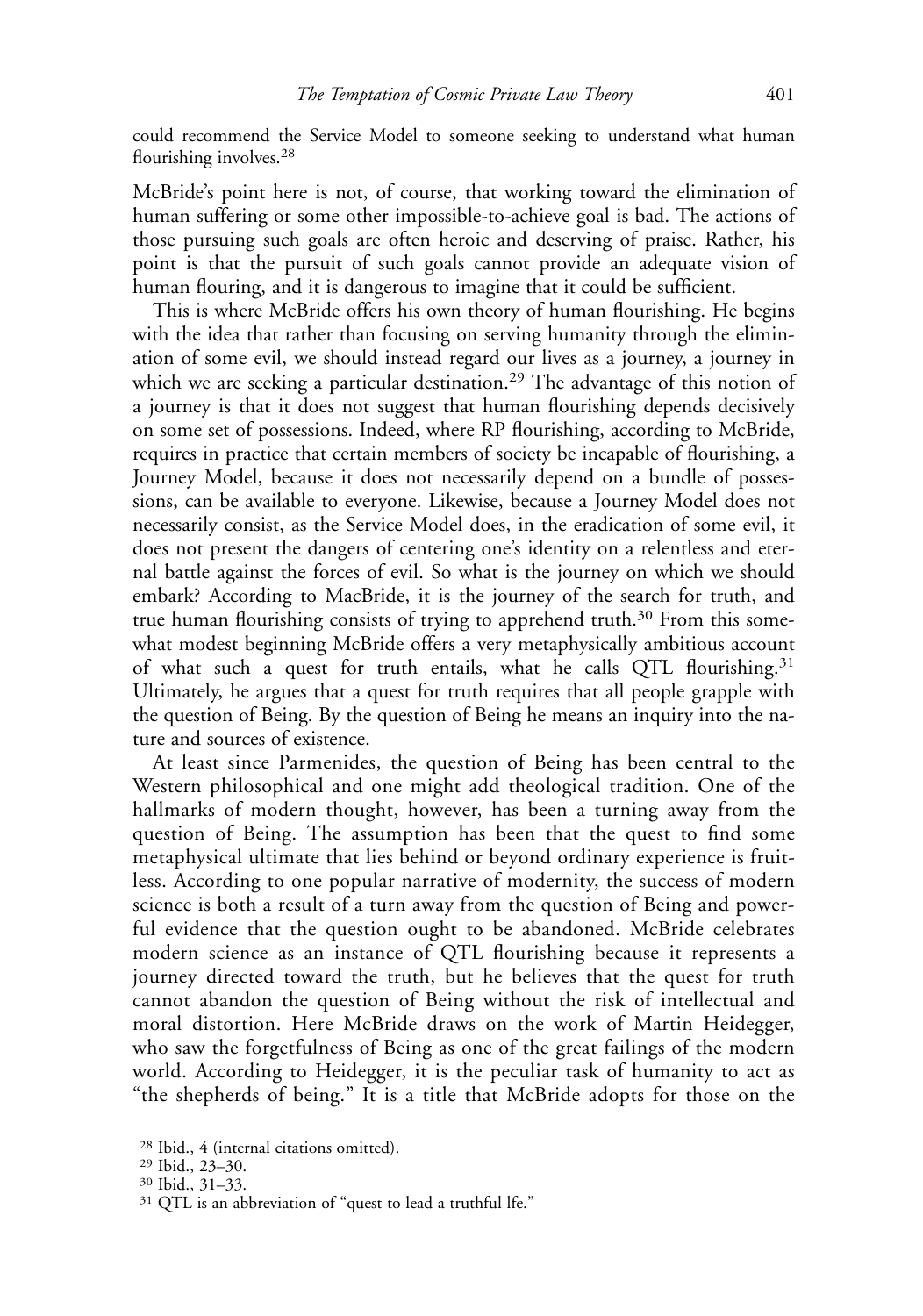could recommend the Service Model to someone seeking to understand what human flourishing involves.[28]

McBride's point here is not, of course, that working toward the elimination of human suffering or some other impossible-to-achieve goal is bad. The actions of those pursuing such goals are often heroic and deserving of praise. Rather, his point is that the pursuit of such goals cannot provide an adequate vision of human flouring, and it is dangerous to imagine that it could be sufficient.

This is where McBride offers his own theory of human flourishing. He begins with the idea that rather than focusing on serving humanity through the elimination of some evil, we should instead regard our lives as a journey, a journey in which we are seeking a particular destination.[29] The advantage of this notion of a journey is that it does not suggest that human flourishing depends decisively on some set of possessions. Indeed, where RP flourishing, according to McBride, requires in practice that certain members of society be incapable of flourishing, a Journey Model, because it does not necessarily depend on a bundle of possessions, can be available to everyone. Likewise, because a Journey Model does not necessarily consist, as the Service Model does, in the eradication of some evil, it does not present the dangers of centering one's identity on a relentless and eternal battle against the forces of evil. So what is the journey on which we should embark? According to MacBride, it is the journey of the search for truth, and true human flourishing consists of trying to apprehend truth.[30] From this somewhat modest beginning McBride offers a very metaphysically ambitious account of what such a quest for truth entails, what he calls QTL flourishing.[31] Ultimately, he argues that a quest for truth requires that all people grapple with the question of Being. By the question of Being he means an inquiry into the nature and sources of existence.

At least since Parmenides, the question of Being has been central to the Western philosophical and one might add theological tradition. One of the hallmarks of modern thought, however, has been a turning away from the question of Being. The assumption has been that the quest to find some metaphysical ultimate that lies behind or beyond ordinary experience is fruitless. According to one popular narrative of modernity, the success of modern science is both a result of a turn away from the question of Being and powerful evidence that the question ought to be abandoned. McBride celebrates modern science as an instance of QTL flourishing because it represents a journey directed toward the truth, but he believes that the quest for truth cannot abandon the question of Being without the risk of intellectual and moral distortion. Here McBride draws on the work of Martin Heidegger, who saw the forgetfulness of Being as one of the great failings of the modern world. According to Heidegger, it is the peculiar task of humanity to act as "the shepherds of being." It is a title that McBride adopts for those on the

[28] Ibid., 4 (internal citations omitted).

[29] Ibid., 23–30.

[30] Ibid., 31–33.

[31] QTL is an abbreviation of "quest to lead a truthful lfe."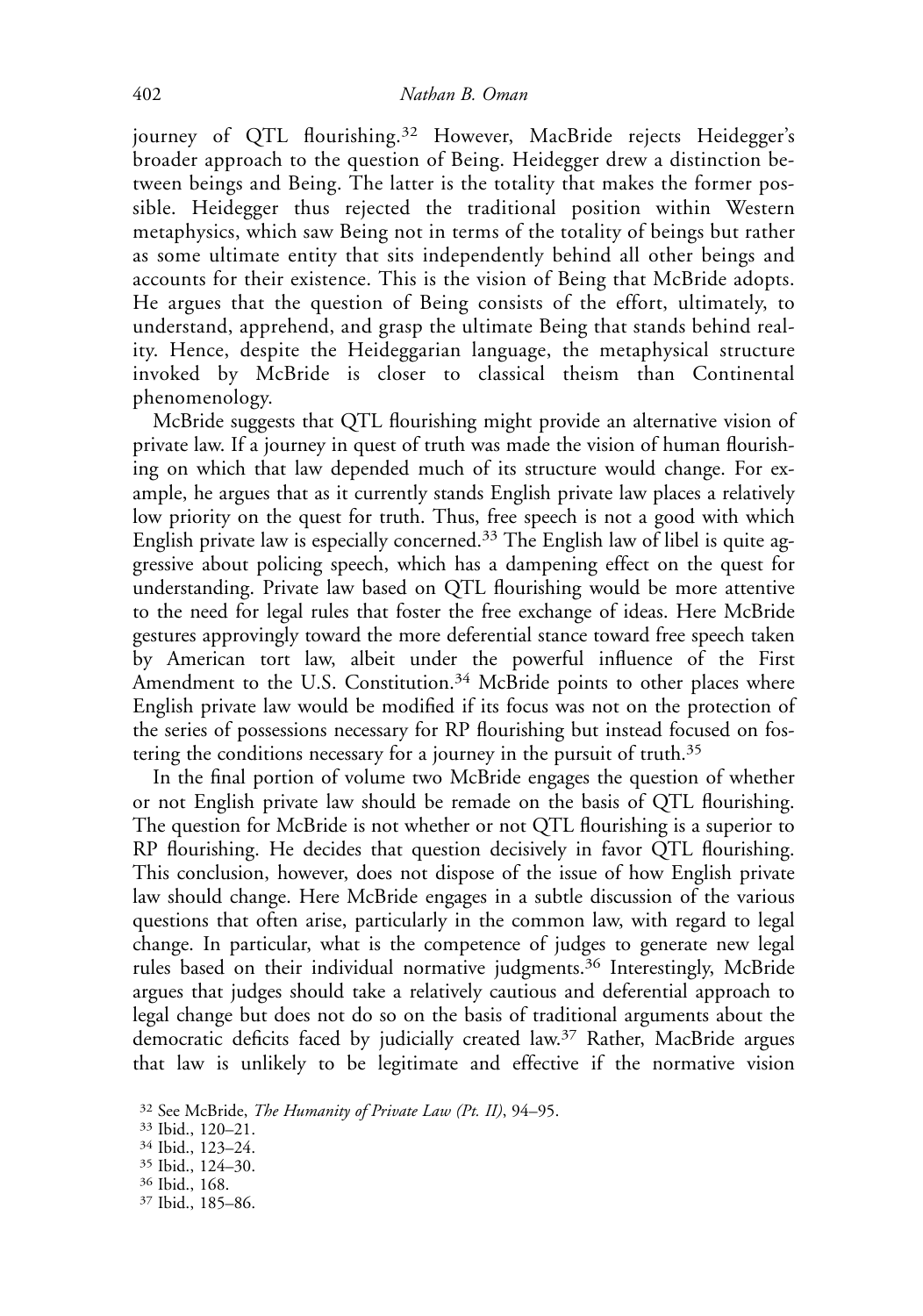journey of QTL flourishing.[32] However, MacBride rejects Heidegger's broader approach to the question of Being. Heidegger drew a distinction between beings and Being. The latter is the totality that makes the former possible. Heidegger thus rejected the traditional position within Western metaphysics, which saw Being not in terms of the totality of beings but rather as some ultimate entity that sits independently behind all other beings and accounts for their existence. This is the vision of Being that McBride adopts. He argues that the question of Being consists of the effort, ultimately, to understand, apprehend, and grasp the ultimate Being that stands behind reality. Hence, despite the Heideggarian language, the metaphysical structure invoked by McBride is closer to classical theism than Continental phenomenology.

McBride suggests that QTL flourishing might provide an alternative vision of private law. If a journey in quest of truth was made the vision of human flourishing on which that law depended much of its structure would change. For example, he argues that as it currently stands English private law places a relatively low priority on the quest for truth. Thus, free speech is not a good with which English private law is especially concerned.[33] The English law of libel is quite aggressive about policing speech, which has a dampening effect on the quest for understanding. Private law based on QTL flourishing would be more attentive to the need for legal rules that foster the free exchange of ideas. Here McBride gestures approvingly toward the more deferential stance toward free speech taken by American tort law, albeit under the powerful influence of the First Amendment to the U.S. Constitution.[34] McBride points to other places where English private law would be modified if its focus was not on the protection of the series of possessions necessary for RP flourishing but instead focused on fostering the conditions necessary for a journey in the pursuit of truth.[35]

In the final portion of volume two McBride engages the question of whether or not English private law should be remade on the basis of QTL flourishing. The question for McBride is not whether or not QTL flourishing is a superior to RP flourishing. He decides that question decisively in favor QTL flourishing. This conclusion, however, does not dispose of the issue of how English private law should change. Here McBride engages in a subtle discussion of the various questions that often arise, particularly in the common law, with regard to legal change. In particular, what is the competence of judges to generate new legal rules based on their individual normative judgments.[36] Interestingly, McBride argues that judges should take a relatively cautious and deferential approach to legal change but does not do so on the basis of traditional arguments about the democratic deficits faced by judicially created law.[37] Rather, MacBride argues that law is unlikely to be legitimate and effective if the normative vision

[32] See McBride, *The Humanity of Private Law (Pt. II)*, 94–95.
[33] Ibid., 120–21.
[34] Ibid., 123–24.
[35] Ibid., 124–30.
[36] Ibid., 168.
[37] Ibid., 185–86.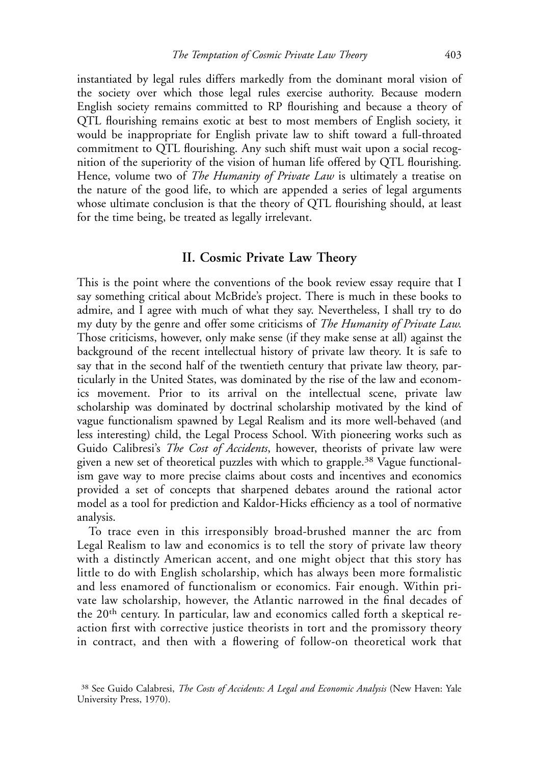instantiated by legal rules differs markedly from the dominant moral vision of the society over which those legal rules exercise authority. Because modern English society remains committed to RP flourishing and because a theory of QTL flourishing remains exotic at best to most members of English society, it would be inappropriate for English private law to shift toward a full-throated commitment to QTL flourishing. Any such shift must wait upon a social recognition of the superiority of the vision of human life offered by QTL flourishing. Hence, volume two of *The Humanity of Private Law* is ultimately a treatise on the nature of the good life, to which are appended a series of legal arguments whose ultimate conclusion is that the theory of QTL flourishing should, at least for the time being, be treated as legally irrelevant.

## II. Cosmic Private Law Theory

This is the point where the conventions of the book review essay require that I say something critical about McBride's project. There is much in these books to admire, and I agree with much of what they say. Nevertheless, I shall try to do my duty by the genre and offer some criticisms of *The Humanity of Private Law*. Those criticisms, however, only make sense (if they make sense at all) against the background of the recent intellectual history of private law theory. It is safe to say that in the second half of the twentieth century that private law theory, particularly in the United States, was dominated by the rise of the law and economics movement. Prior to its arrival on the intellectual scene, private law scholarship was dominated by doctrinal scholarship motivated by the kind of vague functionalism spawned by Legal Realism and its more well-behaved (and less interesting) child, the Legal Process School. With pioneering works such as Guido Calibresi's *The Cost of Accidents*, however, theorists of private law were given a new set of theoretical puzzles with which to grapple.[38] Vague functionalism gave way to more precise claims about costs and incentives and economics provided a set of concepts that sharpened debates around the rational actor model as a tool for prediction and Kaldor-Hicks efficiency as a tool of normative analysis.

To trace even in this irresponsibly broad-brushed manner the arc from Legal Realism to law and economics is to tell the story of private law theory with a distinctly American accent, and one might object that this story has little to do with English scholarship, which has always been more formalistic and less enamored of functionalism or economics. Fair enough. Within private law scholarship, however, the Atlantic narrowed in the final decades of the 20th century. In particular, law and economics called forth a skeptical reaction first with corrective justice theorists in tort and the promissory theory in contract, and then with a flowering of follow-on theoretical work that

[38] See Guido Calabresi, *The Costs of Accidents: A Legal and Economic Analysis* (New Haven: Yale University Press, 1970).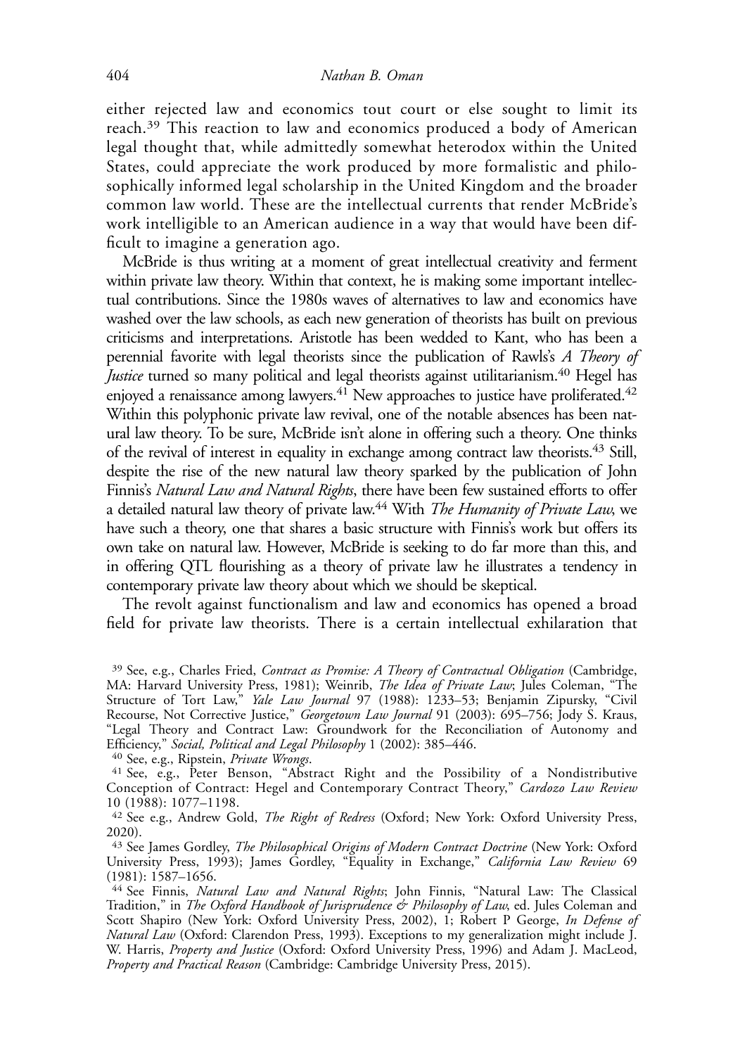either rejected law and economics tout court or else sought to limit its reach.[39] This reaction to law and economics produced a body of American legal thought that, while admittedly somewhat heterodox within the United States, could appreciate the work produced by more formalistic and philosophically informed legal scholarship in the United Kingdom and the broader common law world. These are the intellectual currents that render McBride's work intelligible to an American audience in a way that would have been difficult to imagine a generation ago.

McBride is thus writing at a moment of great intellectual creativity and ferment within private law theory. Within that context, he is making some important intellectual contributions. Since the 1980s waves of alternatives to law and economics have washed over the law schools, as each new generation of theorists has built on previous criticisms and interpretations. Aristotle has been wedded to Kant, who has been a perennial favorite with legal theorists since the publication of Rawls's *A Theory of Justice* turned so many political and legal theorists against utilitarianism.[40] Hegel has enjoyed a renaissance among lawyers.[41] New approaches to justice have proliferated.[42] Within this polyphonic private law revival, one of the notable absences has been natural law theory. To be sure, McBride isn't alone in offering such a theory. One thinks of the revival of interest in equality in exchange among contract law theorists.[43] Still, despite the rise of the new natural law theory sparked by the publication of John Finnis's *Natural Law and Natural Rights*, there have been few sustained efforts to offer a detailed natural law theory of private law.[44] With *The Humanity of Private Law*, we have such a theory, one that shares a basic structure with Finnis's work but offers its own take on natural law. However, McBride is seeking to do far more than this, and in offering QTL flourishing as a theory of private law he illustrates a tendency in contemporary private law theory about which we should be skeptical.

The revolt against functionalism and law and economics has opened a broad field for private law theorists. There is a certain intellectual exhilaration that

[39] See, e.g., Charles Fried, *Contract as Promise: A Theory of Contractual Obligation* (Cambridge, MA: Harvard University Press, 1981); Weinrib, *The Idea of Private Law*; Jules Coleman, "The Structure of Tort Law," *Yale Law Journal* 97 (1988): 1233–53; Benjamin Zipursky, "Civil Recourse, Not Corrective Justice," *Georgetown Law Journal* 91 (2003): 695–756; Jody S. Kraus, "Legal Theory and Contract Law: Groundwork for the Reconciliation of Autonomy and Efficiency," *Social, Political and Legal Philosophy* 1 (2002): 385–446.

[40] See, e.g., Ripstein, *Private Wrongs*.

[41] See, e.g., Peter Benson, "Abstract Right and the Possibility of a Nondistributive Conception of Contract: Hegel and Contemporary Contract Theory," *Cardozo Law Review* 10 (1988): 1077–1198.

[42] See e.g., Andrew Gold, *The Right of Redress* (Oxford; New York: Oxford University Press, 2020).

[43] See James Gordley, *The Philosophical Origins of Modern Contract Doctrine* (New York: Oxford University Press, 1993); James Gordley, "Equality in Exchange," *California Law Review* 69 (1981): 1587–1656.

[44] See Finnis, *Natural Law and Natural Rights*; John Finnis, "Natural Law: The Classical Tradition," in *The Oxford Handbook of Jurisprudence & Philosophy of Law*, ed. Jules Coleman and Scott Shapiro (New York: Oxford University Press, 2002), 1; Robert P George, *In Defense of Natural Law* (Oxford: Clarendon Press, 1993). Exceptions to my generalization might include J. W. Harris, *Property and Justice* (Oxford: Oxford University Press, 1996) and Adam J. MacLeod, *Property and Practical Reason* (Cambridge: Cambridge University Press, 2015).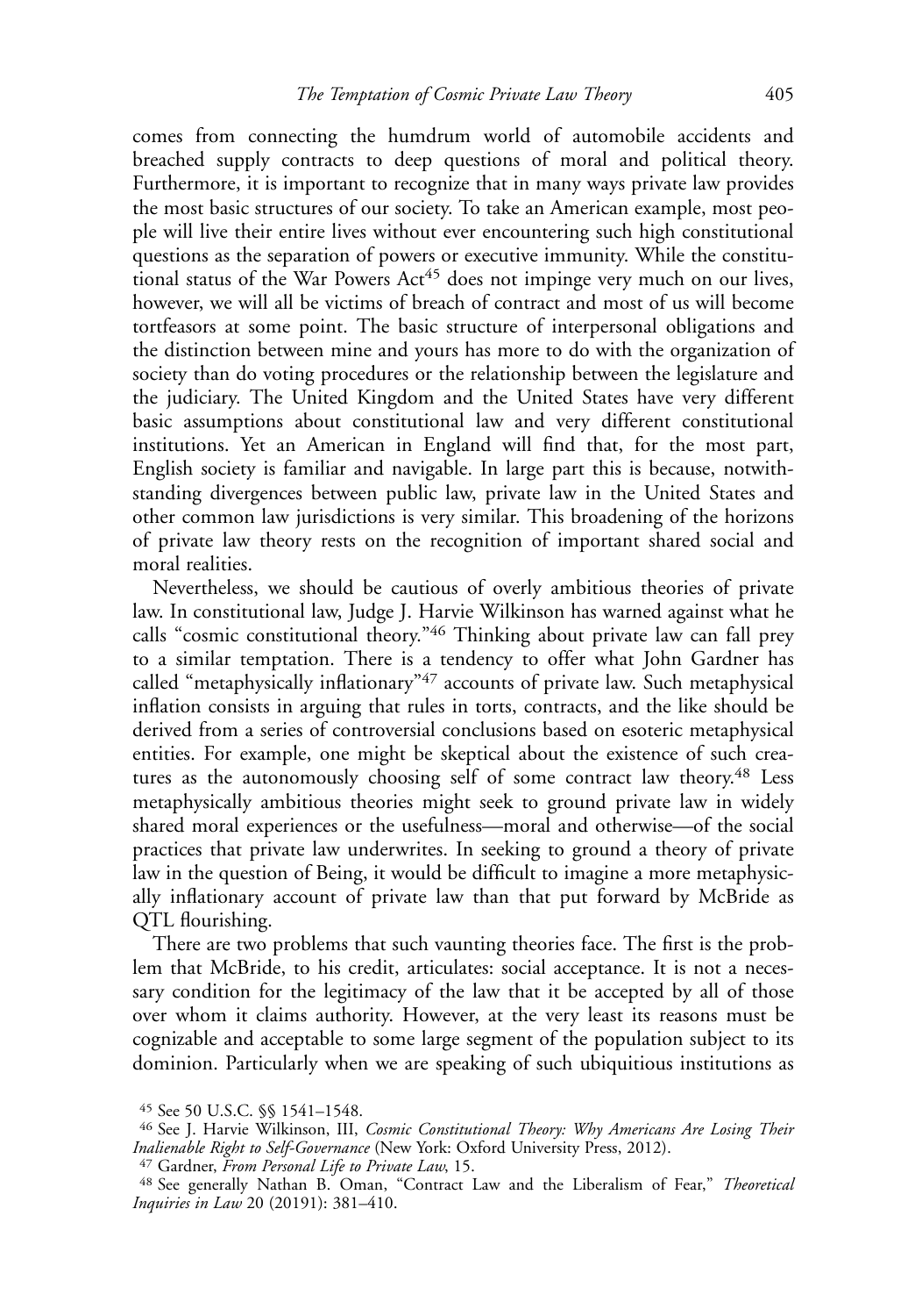comes from connecting the humdrum world of automobile accidents and breached supply contracts to deep questions of moral and political theory. Furthermore, it is important to recognize that in many ways private law provides the most basic structures of our society. To take an American example, most people will live their entire lives without ever encountering such high constitutional questions as the separation of powers or executive immunity. While the constitutional status of the War Powers Act[45] does not impinge very much on our lives, however, we will all be victims of breach of contract and most of us will become tortfeasors at some point. The basic structure of interpersonal obligations and the distinction between mine and yours has more to do with the organization of society than do voting procedures or the relationship between the legislature and the judiciary. The United Kingdom and the United States have very different basic assumptions about constitutional law and very different constitutional institutions. Yet an American in England will find that, for the most part, English society is familiar and navigable. In large part this is because, notwithstanding divergences between public law, private law in the United States and other common law jurisdictions is very similar. This broadening of the horizons of private law theory rests on the recognition of important shared social and moral realities.

Nevertheless, we should be cautious of overly ambitious theories of private law. In constitutional law, Judge J. Harvie Wilkinson has warned against what he calls "cosmic constitutional theory."[46] Thinking about private law can fall prey to a similar temptation. There is a tendency to offer what John Gardner has called "metaphysically inflationary"[47] accounts of private law. Such metaphysical inflation consists in arguing that rules in torts, contracts, and the like should be derived from a series of controversial conclusions based on esoteric metaphysical entities. For example, one might be skeptical about the existence of such creatures as the autonomously choosing self of some contract law theory.[48] Less metaphysically ambitious theories might seek to ground private law in widely shared moral experiences or the usefulness—moral and otherwise—of the social practices that private law underwrites. In seeking to ground a theory of private law in the question of Being, it would be difficult to imagine a more metaphysically inflationary account of private law than that put forward by McBride as QTL flourishing.

There are two problems that such vaunting theories face. The first is the problem that McBride, to his credit, articulates: social acceptance. It is not a necessary condition for the legitimacy of the law that it be accepted by all of those over whom it claims authority. However, at the very least its reasons must be cognizable and acceptable to some large segment of the population subject to its dominion. Particularly when we are speaking of such ubiquitious institutions as

[45] See 50 U.S.C. §§ 1541–1548.

[46] See J. Harvie Wilkinson, III, *Cosmic Constitutional Theory: Why Americans Are Losing Their Inalienable Right to Self-Governance* (New York: Oxford University Press, 2012).

[47] Gardner, *From Personal Life to Private Law*, 15.

[48] See generally Nathan B. Oman, "Contract Law and the Liberalism of Fear," *Theoretical Inquiries in Law* 20 (20191): 381–410.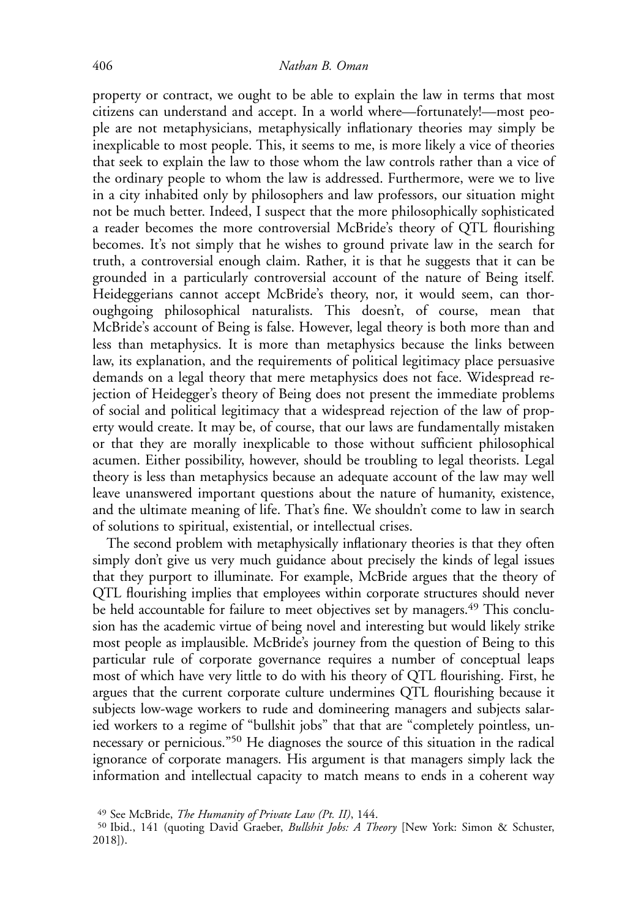property or contract, we ought to be able to explain the law in terms that most citizens can understand and accept. In a world where—fortunately!—most people are not metaphysicians, metaphysically inflationary theories may simply be inexplicable to most people. This, it seems to me, is more likely a vice of theories that seek to explain the law to those whom the law controls rather than a vice of the ordinary people to whom the law is addressed. Furthermore, were we to live in a city inhabited only by philosophers and law professors, our situation might not be much better. Indeed, I suspect that the more philosophically sophisticated a reader becomes the more controversial McBride's theory of QTL flourishing becomes. It's not simply that he wishes to ground private law in the search for truth, a controversial enough claim. Rather, it is that he suggests that it can be grounded in a particularly controversial account of the nature of Being itself. Heideggerians cannot accept McBride's theory, nor, it would seem, can thoroughgoing philosophical naturalists. This doesn't, of course, mean that McBride's account of Being is false. However, legal theory is both more than and less than metaphysics. It is more than metaphysics because the links between law, its explanation, and the requirements of political legitimacy place persuasive demands on a legal theory that mere metaphysics does not face. Widespread rejection of Heidegger's theory of Being does not present the immediate problems of social and political legitimacy that a widespread rejection of the law of property would create. It may be, of course, that our laws are fundamentally mistaken or that they are morally inexplicable to those without sufficient philosophical acumen. Either possibility, however, should be troubling to legal theorists. Legal theory is less than metaphysics because an adequate account of the law may well leave unanswered important questions about the nature of humanity, existence, and the ultimate meaning of life. That's fine. We shouldn't come to law in search of solutions to spiritual, existential, or intellectual crises.

The second problem with metaphysically inflationary theories is that they often simply don't give us very much guidance about precisely the kinds of legal issues that they purport to illuminate. For example, McBride argues that the theory of QTL flourishing implies that employees within corporate structures should never be held accountable for failure to meet objectives set by managers.[49] This conclusion has the academic virtue of being novel and interesting but would likely strike most people as implausible. McBride's journey from the question of Being to this particular rule of corporate governance requires a number of conceptual leaps most of which have very little to do with his theory of QTL flourishing. First, he argues that the current corporate culture undermines QTL flourishing because it subjects low-wage workers to rude and domineering managers and subjects salaried workers to a regime of "bullshit jobs" that that are "completely pointless, unnecessary or pernicious."[50] He diagnoses the source of this situation in the radical ignorance of corporate managers. His argument is that managers simply lack the information and intellectual capacity to match means to ends in a coherent way

[49] See McBride, *The Humanity of Private Law (Pt. II)*, 144.

[50] Ibid., 141 (quoting David Graeber, *Bullshit Jobs: A Theory* [New York: Simon & Schuster, 2018]).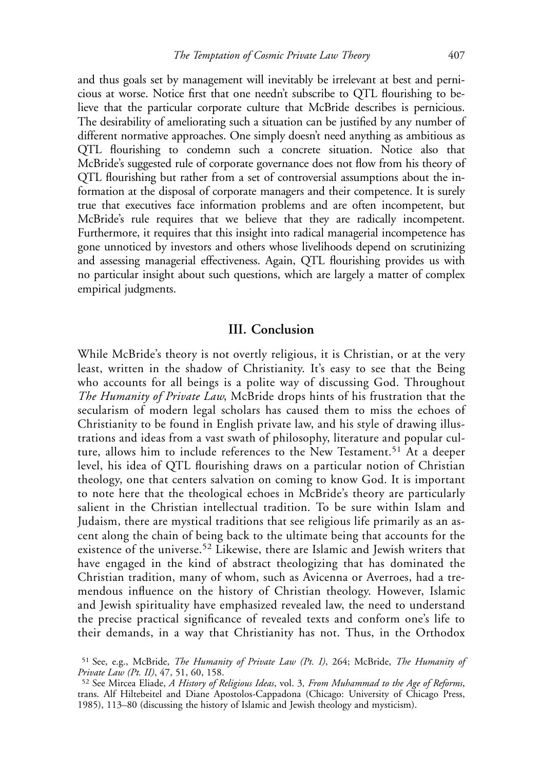and thus goals set by management will inevitably be irrelevant at best and pernicious at worse. Notice first that one needn't subscribe to QTL flourishing to believe that the particular corporate culture that McBride describes is pernicious. The desirability of ameliorating such a situation can be justified by any number of different normative approaches. One simply doesn't need anything as ambitious as QTL flourishing to condemn such a concrete situation. Notice also that McBride's suggested rule of corporate governance does not flow from his theory of QTL flourishing but rather from a set of controversial assumptions about the information at the disposal of corporate managers and their competence. It is surely true that executives face information problems and are often incompetent, but McBride's rule requires that we believe that they are radically incompetent. Furthermore, it requires that this insight into radical managerial incompetence has gone unnoticed by investors and others whose livelihoods depend on scrutinizing and assessing managerial effectiveness. Again, QTL flourishing provides us with no particular insight about such questions, which are largely a matter of complex empirical judgments.

## III. Conclusion

While McBride's theory is not overtly religious, it is Christian, or at the very least, written in the shadow of Christianity. It's easy to see that the Being who accounts for all beings is a polite way of discussing God. Throughout *The Humanity of Private Law*, McBride drops hints of his frustration that the secularism of modern legal scholars has caused them to miss the echoes of Christianity to be found in English private law, and his style of drawing illustrations and ideas from a vast swath of philosophy, literature and popular culture, allows him to include references to the New Testament.[51] At a deeper level, his idea of QTL flourishing draws on a particular notion of Christian theology, one that centers salvation on coming to know God. It is important to note here that the theological echoes in McBride's theory are particularly salient in the Christian intellectual tradition. To be sure within Islam and Judaism, there are mystical traditions that see religious life primarily as an ascent along the chain of being back to the ultimate being that accounts for the existence of the universe.[52] Likewise, there are Islamic and Jewish writers that have engaged in the kind of abstract theologizing that has dominated the Christian tradition, many of whom, such as Avicenna or Averroes, had a tremendous influence on the history of Christian theology. However, Islamic and Jewish spirituality have emphasized revealed law, the need to understand the precise practical significance of revealed texts and conform one's life to their demands, in a way that Christianity has not. Thus, in the Orthodox

[51] See, e.g., McBride, *The Humanity of Private Law (Pt. I)*, 264; McBride, *The Humanity of Private Law (Pt. II)*, 47, 51, 60, 158.

[52] See Mircea Eliade, *A History of Religious Ideas*, vol. 3*, From Muhammad to the Age of Reforms*, trans. Alf Hiltebeitel and Diane Apostolos-Cappadona (Chicago: University of Chicago Press, 1985), 113–80 (discussing the history of Islamic and Jewish theology and mysticism).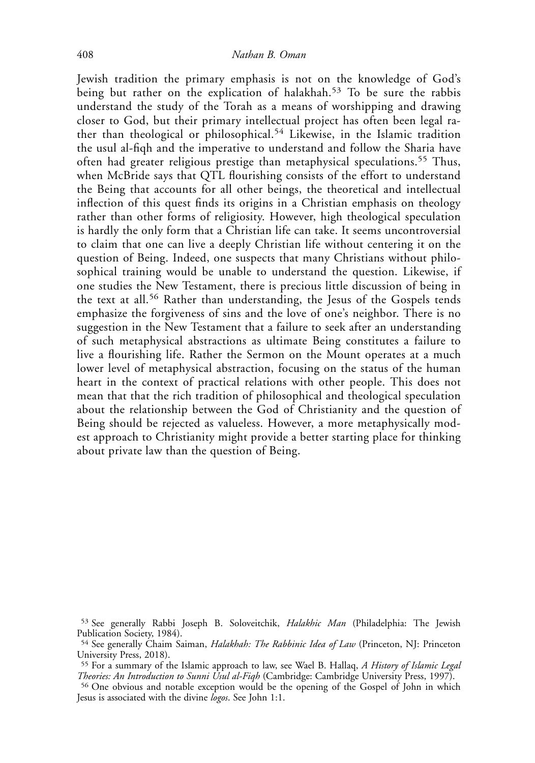Jewish tradition the primary emphasis is not on the knowledge of God's being but rather on the explication of halakhah.[53] To be sure the rabbis understand the study of the Torah as a means of worshipping and drawing closer to God, but their primary intellectual project has often been legal rather than theological or philosophical.[54] Likewise, in the Islamic tradition the usul al-fiqh and the imperative to understand and follow the Sharia have often had greater religious prestige than metaphysical speculations.[55] Thus, when McBride says that QTL flourishing consists of the effort to understand the Being that accounts for all other beings, the theoretical and intellectual inflection of this quest finds its origins in a Christian emphasis on theology rather than other forms of religiosity. However, high theological speculation is hardly the only form that a Christian life can take. It seems uncontroversial to claim that one can live a deeply Christian life without centering it on the question of Being. Indeed, one suspects that many Christians without philosophical training would be unable to understand the question. Likewise, if one studies the New Testament, there is precious little discussion of being in the text at all.[56] Rather than understanding, the Jesus of the Gospels tends emphasize the forgiveness of sins and the love of one's neighbor. There is no suggestion in the New Testament that a failure to seek after an understanding of such metaphysical abstractions as ultimate Being constitutes a failure to live a flourishing life. Rather the Sermon on the Mount operates at a much lower level of metaphysical abstraction, focusing on the status of the human heart in the context of practical relations with other people. This does not mean that that the rich tradition of philosophical and theological speculation about the relationship between the God of Christianity and the question of Being should be rejected as valueless. However, a more metaphysically modest approach to Christianity might provide a better starting place for thinking about private law than the question of Being.

[53] See generally Rabbi Joseph B. Soloveitchik, *Halakhic Man* (Philadelphia: The Jewish Publication Society, 1984).

[54] See generally Chaim Saiman, *Halakhah: The Rabbinic Idea of Law* (Princeton, NJ: Princeton University Press, 2018).

[55] For a summary of the Islamic approach to law, see Wael B. Hallaq, *A History of Islamic Legal Theories: An Introduction to Sunni Usul al-Fiqh* (Cambridge: Cambridge University Press, 1997).

[56] One obvious and notable exception would be the opening of the Gospel of John in which Jesus is associated with the divine *logos*. See John 1:1.